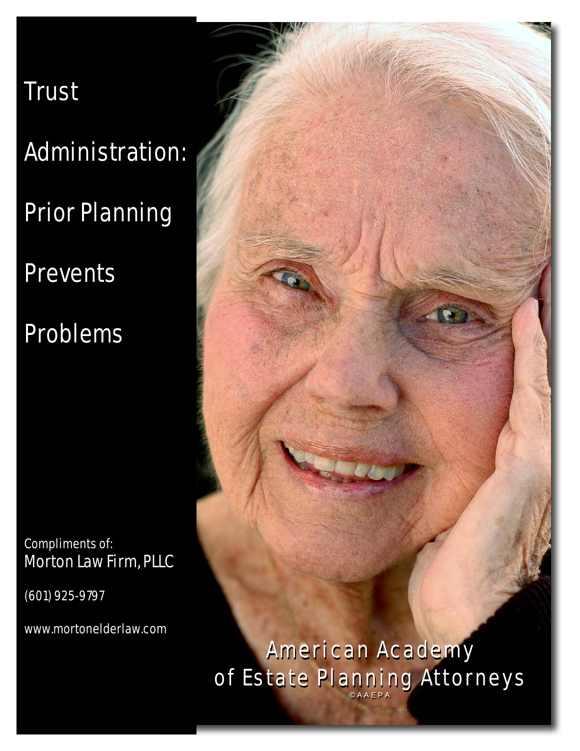# Trust Administration: Prior Planning Prevents Problems

Compliments of:
Morton Law Firm, PLLC

(601) 925-9797

www.mortonelderlaw.com

American Academy of Estate Planning Attorneys

©AAEPA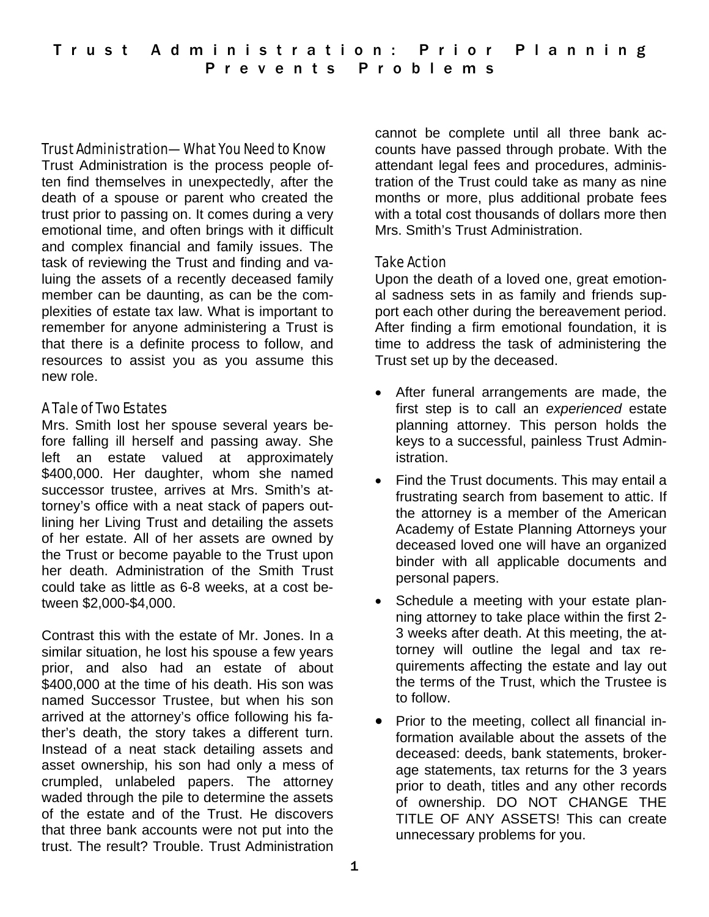# Trust Administration: Prior Planning Prevents Problems

### Trust Administration— What You Need to Know

Trust Administration is the process people often find themselves in unexpectedly, after the death of a spouse or parent who created the trust prior to passing on. It comes during a very emotional time, and often brings with it difficult and complex financial and family issues. The task of reviewing the Trust and finding and valuing the assets of a recently deceased family member can be daunting, as can be the complexities of estate tax law. What is important to remember for anyone administering a Trust is that there is a definite process to follow, and resources to assist you as you assume this new role.

### A Tale of Two Estates

Mrs. Smith lost her spouse several years before falling ill herself and passing away. She left an estate valued at approximately \$400,000. Her daughter, whom she named successor trustee, arrives at Mrs. Smith's attorney's office with a neat stack of papers outlining her Living Trust and detailing the assets of her estate. All of her assets are owned by the Trust or become payable to the Trust upon her death. Administration of the Smith Trust could take as little as 6-8 weeks, at a cost between \$2,000-\$4,000.

Contrast this with the estate of Mr. Jones. In a similar situation, he lost his spouse a few years prior, and also had an estate of about \$400,000 at the time of his death. His son was named Successor Trustee, but when his son arrived at the attorney's office following his father's death, the story takes a different turn. Instead of a neat stack detailing assets and asset ownership, his son had only a mess of crumpled, unlabeled papers. The attorney waded through the pile to determine the assets of the estate and of the Trust. He discovers that three bank accounts were not put into the trust. The result? Trouble. Trust Administration cannot be complete until all three bank accounts have passed through probate. With the attendant legal fees and procedures, administration of the Trust could take as many as nine months or more, plus additional probate fees with a total cost thousands of dollars more then Mrs. Smith's Trust Administration.

### Take Action

Upon the death of a loved one, great emotional sadness sets in as family and friends support each other during the bereavement period. After finding a firm emotional foundation, it is time to address the task of administering the Trust set up by the deceased.

- After funeral arrangements are made, the first step is to call an *experienced* estate planning attorney. This person holds the keys to a successful, painless Trust Administration.
- Find the Trust documents. This may entail a frustrating search from basement to attic. If the attorney is a member of the American Academy of Estate Planning Attorneys your deceased loved one will have an organized binder with all applicable documents and personal papers.
- Schedule a meeting with your estate planning attorney to take place within the first 2-3 weeks after death. At this meeting, the attorney will outline the legal and tax requirements affecting the estate and lay out the terms of the Trust, which the Trustee is to follow.
- Prior to the meeting, collect all financial information available about the assets of the deceased: deeds, bank statements, brokerage statements, tax returns for the 3 years prior to death, titles and any other records of ownership. DO NOT CHANGE THE TITLE OF ANY ASSETS! This can create unnecessary problems for you.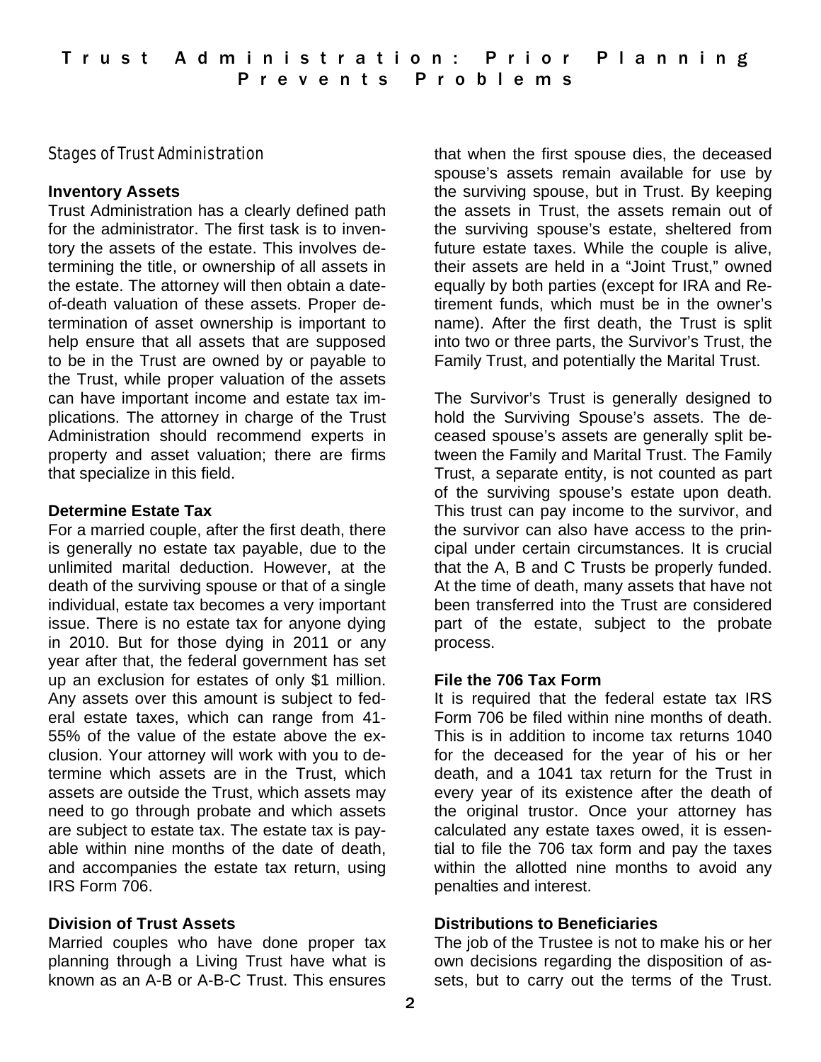# Trust Administration: Prior Planning Prevents Problems

## Stages of Trust Administration

**Inventory Assets**

Trust Administration has a clearly defined path for the administrator. The first task is to inventory the assets of the estate. This involves determining the title, or ownership of all assets in the estate. The attorney will then obtain a date-of-death valuation of these assets. Proper determination of asset ownership is important to help ensure that all assets that are supposed to be in the Trust are owned by or payable to the Trust, while proper valuation of the assets can have important income and estate tax implications. The attorney in charge of the Trust Administration should recommend experts in property and asset valuation; there are firms that specialize in this field.

**Determine Estate Tax**

For a married couple, after the first death, there is generally no estate tax payable, due to the unlimited marital deduction. However, at the death of the surviving spouse or that of a single individual, estate tax becomes a very important issue. There is no estate tax for anyone dying in 2010. But for those dying in 2011 or any year after that, the federal government has set up an exclusion for estates of only $1 million. Any assets over this amount is subject to federal estate taxes, which can range from 41-55% of the value of the estate above the exclusion. Your attorney will work with you to determine which assets are in the Trust, which assets are outside the Trust, which assets may need to go through probate and which assets are subject to estate tax. The estate tax is payable within nine months of the date of death, and accompanies the estate tax return, using IRS Form 706.

**Division of Trust Assets**

Married couples who have done proper tax planning through a Living Trust have what is known as an A-B or A-B-C Trust. This ensures that when the first spouse dies, the deceased spouse's assets remain available for use by the surviving spouse, but in Trust. By keeping the assets in Trust, the assets remain out of the surviving spouse's estate, sheltered from future estate taxes. While the couple is alive, their assets are held in a "Joint Trust," owned equally by both parties (except for IRA and Retirement funds, which must be in the owner's name). After the first death, the Trust is split into two or three parts, the Survivor's Trust, the Family Trust, and potentially the Marital Trust.

The Survivor's Trust is generally designed to hold the Surviving Spouse's assets. The deceased spouse's assets are generally split between the Family and Marital Trust. The Family Trust, a separate entity, is not counted as part of the surviving spouse's estate upon death. This trust can pay income to the survivor, and the survivor can also have access to the principal under certain circumstances. It is crucial that the A, B and C Trusts be properly funded. At the time of death, many assets that have not been transferred into the Trust are considered part of the estate, subject to the probate process.

**File the 706 Tax Form**

It is required that the federal estate tax IRS Form 706 be filed within nine months of death. This is in addition to income tax returns 1040 for the deceased for the year of his or her death, and a 1041 tax return for the Trust in every year of its existence after the death of the original trustor. Once your attorney has calculated any estate taxes owed, it is essential to file the 706 tax form and pay the taxes within the allotted nine months to avoid any penalties and interest.

**Distributions to Beneficiaries**

The job of the Trustee is not to make his or her own decisions regarding the disposition of assets, but to carry out the terms of the Trust.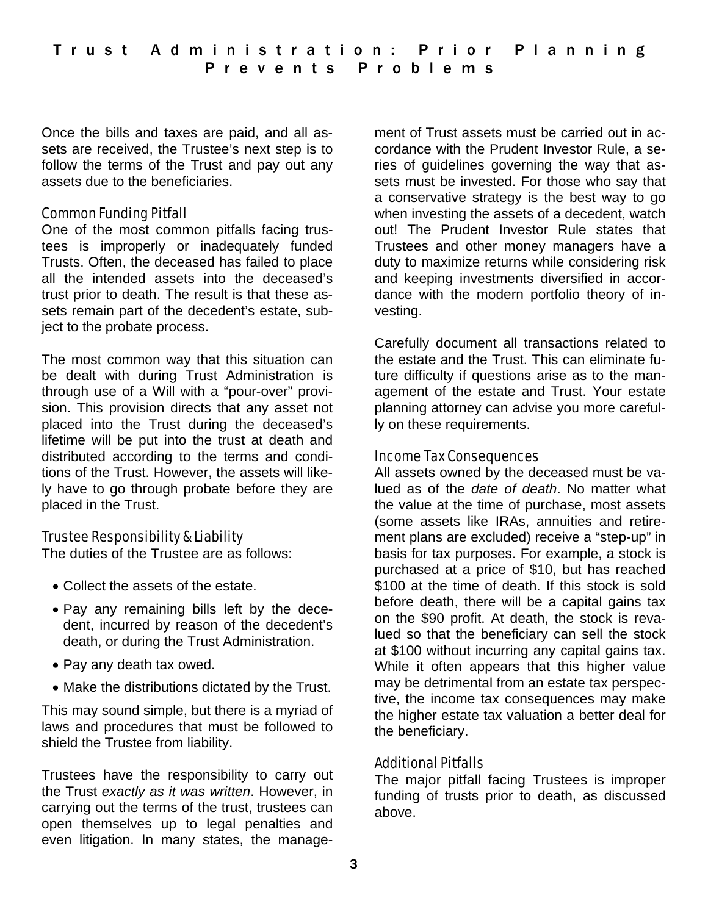# Trust Administration: Prior Planning Prevents Problems

Once the bills and taxes are paid, and all assets are received, the Trustee's next step is to follow the terms of the Trust and pay out any assets due to the beneficiaries.

## Common Funding Pitfall

One of the most common pitfalls facing trustees is improperly or inadequately funded Trusts. Often, the deceased has failed to place all the intended assets into the deceased's trust prior to death. The result is that these assets remain part of the decedent's estate, subject to the probate process.

The most common way that this situation can be dealt with during Trust Administration is through use of a Will with a "pour-over" provision. This provision directs that any asset not placed into the Trust during the deceased's lifetime will be put into the trust at death and distributed according to the terms and conditions of the Trust. However, the assets will likely have to go through probate before they are placed in the Trust.

## Trustee Responsibility & Liability

The duties of the Trustee are as follows:

- Collect the assets of the estate.
- Pay any remaining bills left by the decedent, incurred by reason of the decedent's death, or during the Trust Administration.
- Pay any death tax owed.
- Make the distributions dictated by the Trust.

This may sound simple, but there is a myriad of laws and procedures that must be followed to shield the Trustee from liability.

Trustees have the responsibility to carry out the Trust *exactly as it was written*. However, in carrying out the terms of the trust, trustees can open themselves up to legal penalties and even litigation. In many states, the management of Trust assets must be carried out in accordance with the Prudent Investor Rule, a series of guidelines governing the way that assets must be invested. For those who say that a conservative strategy is the best way to go when investing the assets of a decedent, watch out! The Prudent Investor Rule states that Trustees and other money managers have a duty to maximize returns while considering risk and keeping investments diversified in accordance with the modern portfolio theory of investing.

Carefully document all transactions related to the estate and the Trust. This can eliminate future difficulty if questions arise as to the management of the estate and Trust. Your estate planning attorney can advise you more carefully on these requirements.

## Income Tax Consequences

All assets owned by the deceased must be valued as of the *date of death*. No matter what the value at the time of purchase, most assets (some assets like IRAs, annuities and retirement plans are excluded) receive a "step-up" in basis for tax purposes. For example, a stock is purchased at a price of $10, but has reached $100 at the time of death. If this stock is sold before death, there will be a capital gains tax on the $90 profit. At death, the stock is revalued so that the beneficiary can sell the stock at $100 without incurring any capital gains tax. While it often appears that this higher value may be detrimental from an estate tax perspective, the income tax consequences may make the higher estate tax valuation a better deal for the beneficiary.

## Additional Pitfalls

The major pitfall facing Trustees is improper funding of trusts prior to death, as discussed above.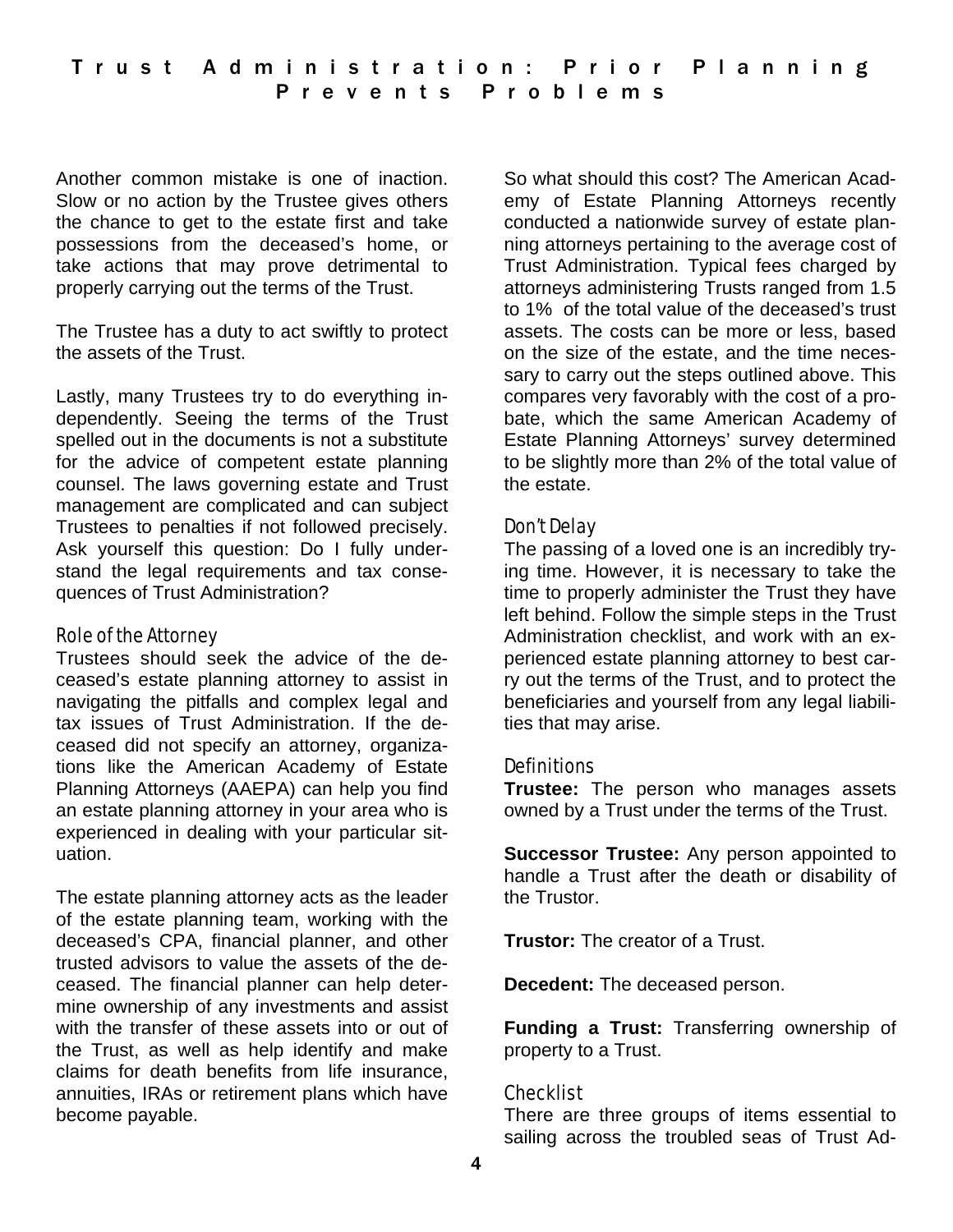Another common mistake is one of inaction. Slow or no action by the Trustee gives others the chance to get to the estate first and take possessions from the deceased's home, or take actions that may prove detrimental to properly carrying out the terms of the Trust.

The Trustee has a duty to act swiftly to protect the assets of the Trust.

Lastly, many Trustees try to do everything independently. Seeing the terms of the Trust spelled out in the documents is not a substitute for the advice of competent estate planning counsel. The laws governing estate and Trust management are complicated and can subject Trustees to penalties if not followed precisely. Ask yourself this question: Do I fully understand the legal requirements and tax consequences of Trust Administration?

## Role of the Attorney

Trustees should seek the advice of the deceased's estate planning attorney to assist in navigating the pitfalls and complex legal and tax issues of Trust Administration. If the deceased did not specify an attorney, organizations like the American Academy of Estate Planning Attorneys (AAEPA) can help you find an estate planning attorney in your area who is experienced in dealing with your particular situation.

The estate planning attorney acts as the leader of the estate planning team, working with the deceased's CPA, financial planner, and other trusted advisors to value the assets of the deceased. The financial planner can help determine ownership of any investments and assist with the transfer of these assets into or out of the Trust, as well as help identify and make claims for death benefits from life insurance, annuities, IRAs or retirement plans which have become payable.

So what should this cost? The American Academy of Estate Planning Attorneys recently conducted a nationwide survey of estate planning attorneys pertaining to the average cost of Trust Administration. Typical fees charged by attorneys administering Trusts ranged from 1.5 to 1% of the total value of the deceased's trust assets. The costs can be more or less, based on the size of the estate, and the time necessary to carry out the steps outlined above. This compares very favorably with the cost of a probate, which the same American Academy of Estate Planning Attorneys' survey determined to be slightly more than 2% of the total value of the estate.

## Don't Delay

The passing of a loved one is an incredibly trying time. However, it is necessary to take the time to properly administer the Trust they have left behind. Follow the simple steps in the Trust Administration checklist, and work with an experienced estate planning attorney to best carry out the terms of the Trust, and to protect the beneficiaries and yourself from any legal liabilities that may arise.

## Definitions

**Trustee:** The person who manages assets owned by a Trust under the terms of the Trust.

**Successor Trustee:** Any person appointed to handle a Trust after the death or disability of the Trustor.

**Trustor:** The creator of a Trust.

**Decedent:** The deceased person.

**Funding a Trust:** Transferring ownership of property to a Trust.

## Checklist

There are three groups of items essential to sailing across the troubled seas of Trust Ad-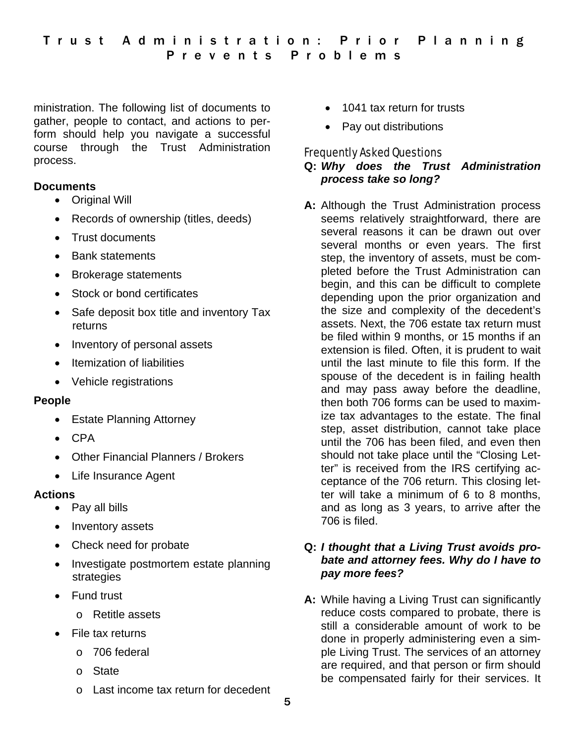ministration. The following list of documents to gather, people to contact, and actions to perform should help you navigate a successful course through the Trust Administration process.

**Documents**

- Original Will
- Records of ownership (titles, deeds)
- Trust documents
- Bank statements
- Brokerage statements
- Stock or bond certificates
- Safe deposit box title and inventory Tax returns
- Inventory of personal assets
- Itemization of liabilities
- Vehicle registrations

**People**

- Estate Planning Attorney
- CPA
- Other Financial Planners / Brokers
- Life Insurance Agent

**Actions**

- Pay all bills
- Inventory assets
- Check need for probate
- Investigate postmortem estate planning strategies
- Fund trust
  - Retitle assets
- File tax returns
  - 706 federal
  - State
  - Last income tax return for decedent
- 1041 tax return for trusts
- Pay out distributions

### Frequently Asked Questions

**Q:** ***Why does the Trust Administration process take so long?***

**A:** Although the Trust Administration process seems relatively straightforward, there are several reasons it can be drawn out over several months or even years. The first step, the inventory of assets, must be completed before the Trust Administration can begin, and this can be difficult to complete depending upon the prior organization and the size and complexity of the decedent's assets. Next, the 706 estate tax return must be filed within 9 months, or 15 months if an extension is filed. Often, it is prudent to wait until the last minute to file this form. If the spouse of the decedent is in failing health and may pass away before the deadline, then both 706 forms can be used to maximize tax advantages to the estate. The final step, asset distribution, cannot take place until the 706 has been filed, and even then should not take place until the "Closing Letter" is received from the IRS certifying acceptance of the 706 return. This closing letter will take a minimum of 6 to 8 months, and as long as 3 years, to arrive after the 706 is filed.

**Q:** ***I thought that a Living Trust avoids probate and attorney fees. Why do I have to pay more fees?***

**A:** While having a Living Trust can significantly reduce costs compared to probate, there is still a considerable amount of work to be done in properly administering even a simple Living Trust. The services of an attorney are required, and that person or firm should be compensated fairly for their services. It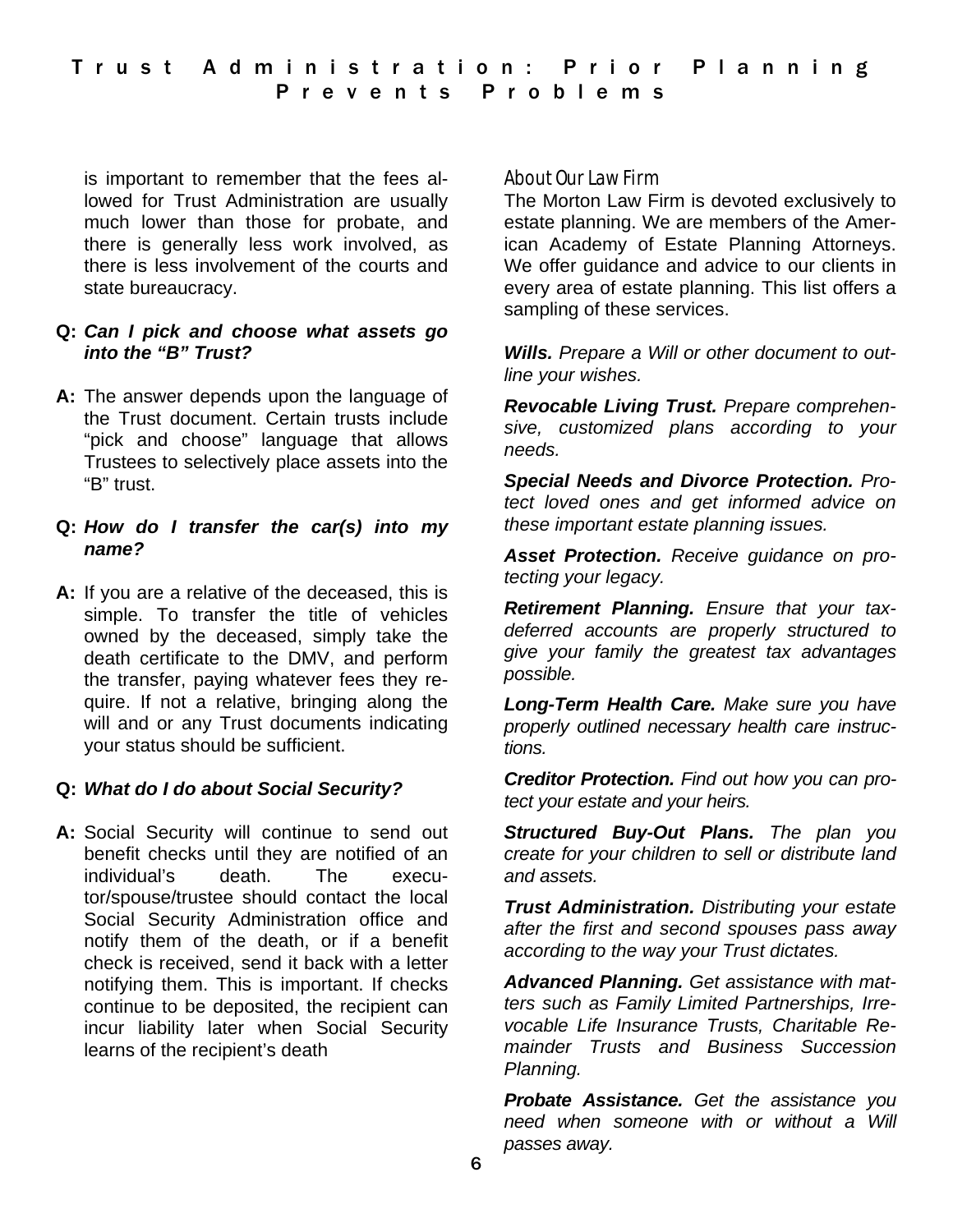is important to remember that the fees allowed for Trust Administration are usually much lower than those for probate, and there is generally less work involved, as there is less involvement of the courts and state bureaucracy.

**Q:** ***Can I pick and choose what assets go into the "B" Trust?***

**A:** The answer depends upon the language of the Trust document. Certain trusts include "pick and choose" language that allows Trustees to selectively place assets into the "B" trust.

**Q:** ***How do I transfer the car(s) into my name?***

**A:** If you are a relative of the deceased, this is simple. To transfer the title of vehicles owned by the deceased, simply take the death certificate to the DMV, and perform the transfer, paying whatever fees they require. If not a relative, bringing along the will and or any Trust documents indicating your status should be sufficient.

**Q:** ***What do I do about Social Security?***

**A:** Social Security will continue to send out benefit checks until they are notified of an individual's death. The executor/spouse/trustee should contact the local Social Security Administration office and notify them of the death, or if a benefit check is received, send it back with a letter notifying them. This is important. If checks continue to be deposited, the recipient can incur liability later when Social Security learns of the recipient's death

## About Our Law Firm

The Morton Law Firm is devoted exclusively to estate planning. We are members of the American Academy of Estate Planning Attorneys. We offer guidance and advice to our clients in every area of estate planning. This list offers a sampling of these services.

***Wills.*** *Prepare a Will or other document to outline your wishes.*

***Revocable Living Trust.*** *Prepare comprehensive, customized plans according to your needs.*

***Special Needs and Divorce Protection.*** *Protect loved ones and get informed advice on these important estate planning issues.*

***Asset Protection.*** *Receive guidance on protecting your legacy.*

***Retirement Planning.*** *Ensure that your tax-deferred accounts are properly structured to give your family the greatest tax advantages possible.*

***Long-Term Health Care.*** *Make sure you have properly outlined necessary health care instructions.*

***Creditor Protection.*** *Find out how you can protect your estate and your heirs.*

***Structured Buy-Out Plans.*** *The plan you create for your children to sell or distribute land and assets.*

***Trust Administration.*** *Distributing your estate after the first and second spouses pass away according to the way your Trust dictates.*

***Advanced Planning.*** *Get assistance with matters such as Family Limited Partnerships, Irrevocable Life Insurance Trusts, Charitable Remainder Trusts and Business Succession Planning.*

***Probate Assistance.*** *Get the assistance you need when someone with or without a Will passes away.*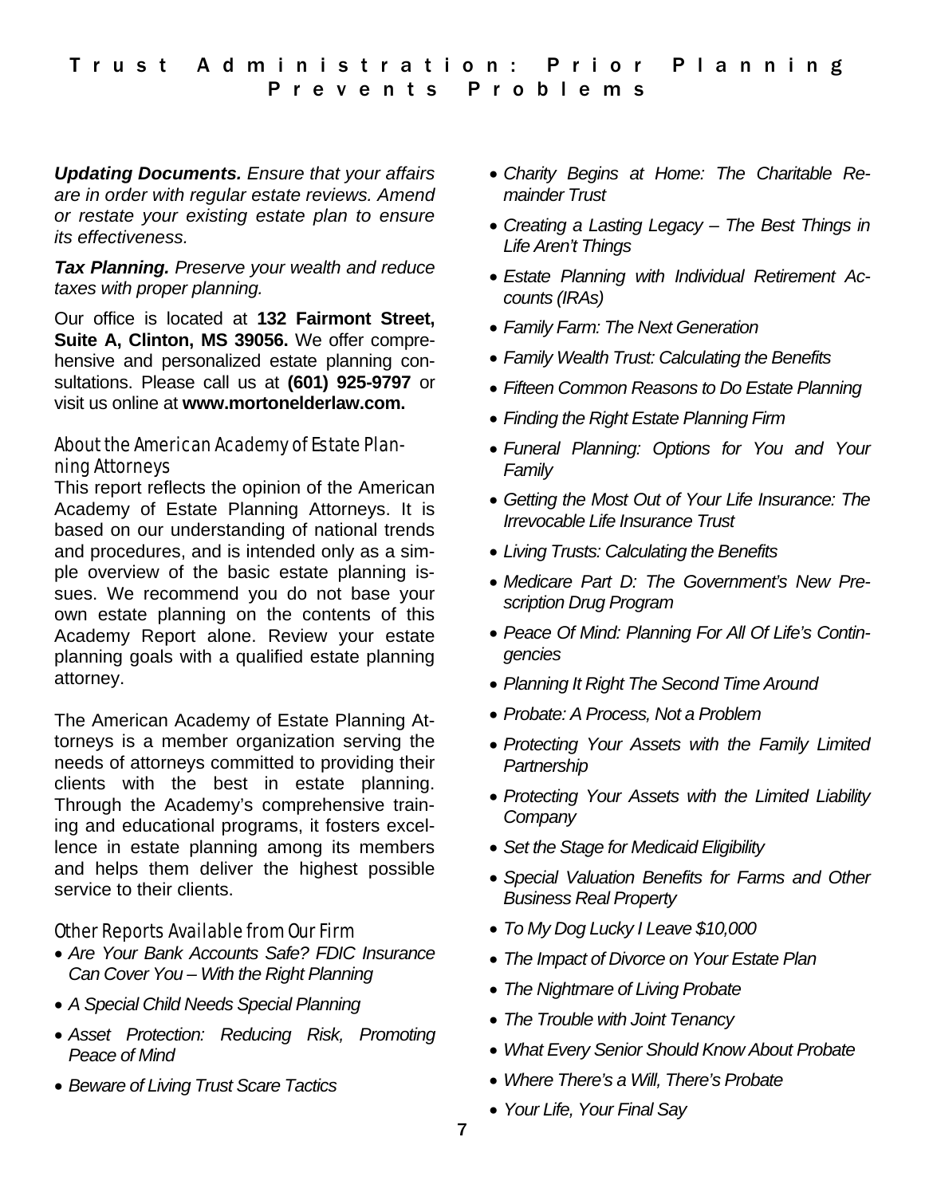***Updating Documents.*** *Ensure that your affairs are in order with regular estate reviews. Amend or restate your existing estate plan to ensure its effectiveness.*

***Tax Planning.*** *Preserve your wealth and reduce taxes with proper planning.*

Our office is located at **132 Fairmont Street, Suite A, Clinton, MS 39056.** We offer comprehensive and personalized estate planning consultations. Please call us at **(601) 925-9797** or visit us online at **www.mortonelderlaw.com.**

### About the American Academy of Estate Planning Attorneys

This report reflects the opinion of the American Academy of Estate Planning Attorneys. It is based on our understanding of national trends and procedures, and is intended only as a simple overview of the basic estate planning issues. We recommend you do not base your own estate planning on the contents of this Academy Report alone. Review your estate planning goals with a qualified estate planning attorney.

The American Academy of Estate Planning Attorneys is a member organization serving the needs of attorneys committed to providing their clients with the best in estate planning. Through the Academy's comprehensive training and educational programs, it fosters excellence in estate planning among its members and helps them deliver the highest possible service to their clients.

### Other Reports Available from Our Firm

- *Are Your Bank Accounts Safe? FDIC Insurance Can Cover You – With the Right Planning*
- *A Special Child Needs Special Planning*
- *Asset Protection: Reducing Risk, Promoting Peace of Mind*
- *Beware of Living Trust Scare Tactics*
- *Charity Begins at Home: The Charitable Remainder Trust*
- *Creating a Lasting Legacy – The Best Things in Life Aren't Things*
- *Estate Planning with Individual Retirement Accounts (IRAs)*
- *Family Farm: The Next Generation*
- *Family Wealth Trust: Calculating the Benefits*
- *Fifteen Common Reasons to Do Estate Planning*
- *Finding the Right Estate Planning Firm*
- *Funeral Planning: Options for You and Your Family*
- *Getting the Most Out of Your Life Insurance: The Irrevocable Life Insurance Trust*
- *Living Trusts: Calculating the Benefits*
- *Medicare Part D: The Government's New Prescription Drug Program*
- *Peace Of Mind: Planning For All Of Life's Contingencies*
- *Planning It Right The Second Time Around*
- *Probate: A Process, Not a Problem*
- *Protecting Your Assets with the Family Limited Partnership*
- *Protecting Your Assets with the Limited Liability Company*
- *Set the Stage for Medicaid Eligibility*
- *Special Valuation Benefits for Farms and Other Business Real Property*
- *To My Dog Lucky I Leave $10,000*
- *The Impact of Divorce on Your Estate Plan*
- *The Nightmare of Living Probate*
- *The Trouble with Joint Tenancy*
- *What Every Senior Should Know About Probate*
- *Where There's a Will, There's Probate*
- *Your Life, Your Final Say*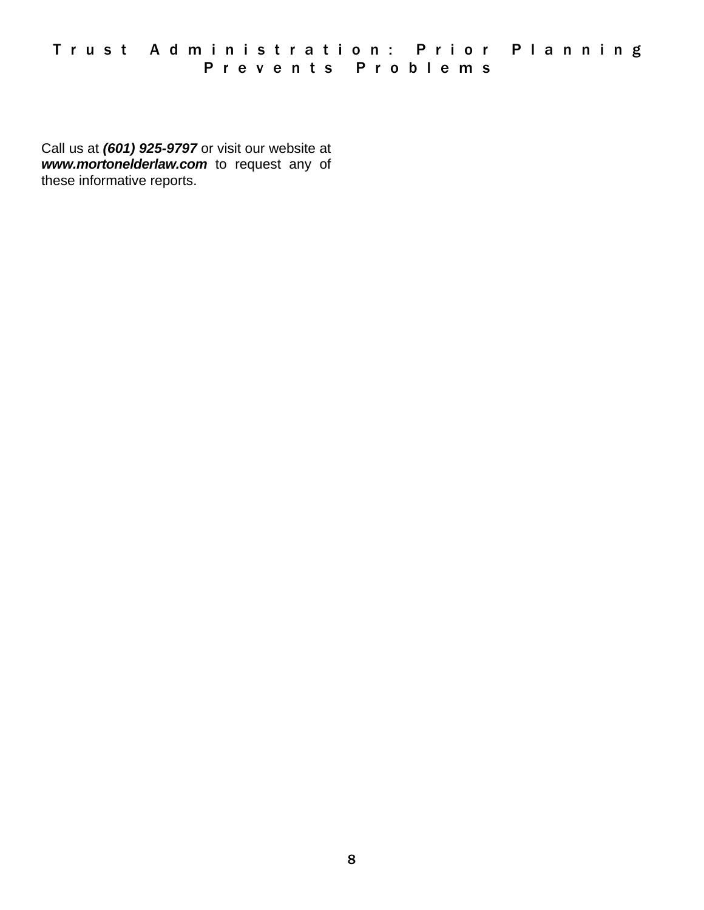Call us at ***(601) 925-9797*** or visit our website at ***www.mortonelderlaw.com*** to request any of these informative reports.